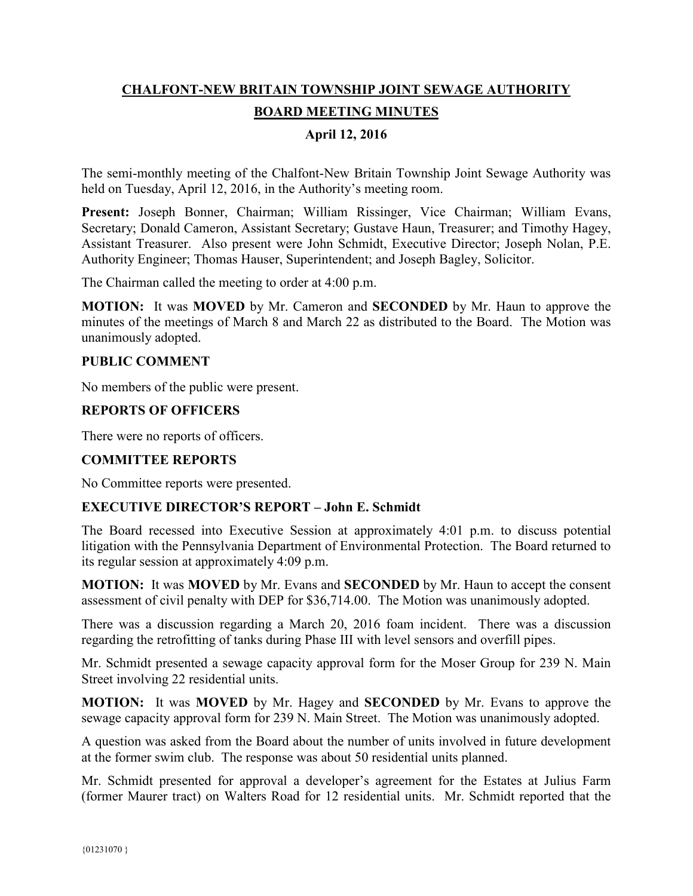# CHALFONT-NEW BRITAIN TOWNSHIP JOINT SEWAGE AUTHORITY

## BOARD MEETING MINUTES

### April 12, 2016

The semi-monthly meeting of the Chalfont-New Britain Township Joint Sewage Authority was held on Tuesday, April 12, 2016, in the Authority's meeting room.

**Present:** Joseph Bonner, Chairman; William Rissinger, Vice Chairman; William Evans, Secretary; Donald Cameron, Assistant Secretary; Gustave Haun, Treasurer; and Timothy Hagey, Assistant Treasurer. Also present were John Schmidt, Executive Director; Joseph Nolan, P.E. Authority Engineer; Thomas Hauser, Superintendent; and Joseph Bagley, Solicitor.

The Chairman called the meeting to order at 4:00 p.m.

**MOTION:** It was **MOVED** by Mr. Cameron and **SECONDED** by Mr. Haun to approve the minutes of the meetings of March 8 and March 22 as distributed to the Board. The Motion was unanimously adopted.

**PUBLIC COMMENT**

No members of the public were present.

**REPORTS OF OFFICERS**

There were no reports of officers.

**COMMITTEE REPORTS**

No Committee reports were presented.

**EXECUTIVE DIRECTOR'S REPORT – John E. Schmidt**

The Board recessed into Executive Session at approximately 4:01 p.m. to discuss potential litigation with the Pennsylvania Department of Environmental Protection. The Board returned to its regular session at approximately 4:09 p.m.

**MOTION:** It was **MOVED** by Mr. Evans and **SECONDED** by Mr. Haun to accept the consent assessment of civil penalty with DEP for $36,714.00. The Motion was unanimously adopted.

There was a discussion regarding a March 20, 2016 foam incident. There was a discussion regarding the retrofitting of tanks during Phase III with level sensors and overfill pipes.

Mr. Schmidt presented a sewage capacity approval form for the Moser Group for 239 N. Main Street involving 22 residential units.

**MOTION:** It was **MOVED** by Mr. Hagey and **SECONDED** by Mr. Evans to approve the sewage capacity approval form for 239 N. Main Street. The Motion was unanimously adopted.

A question was asked from the Board about the number of units involved in future development at the former swim club. The response was about 50 residential units planned.

Mr. Schmidt presented for approval a developer's agreement for the Estates at Julius Farm (former Maurer tract) on Walters Road for 12 residential units. Mr. Schmidt reported that the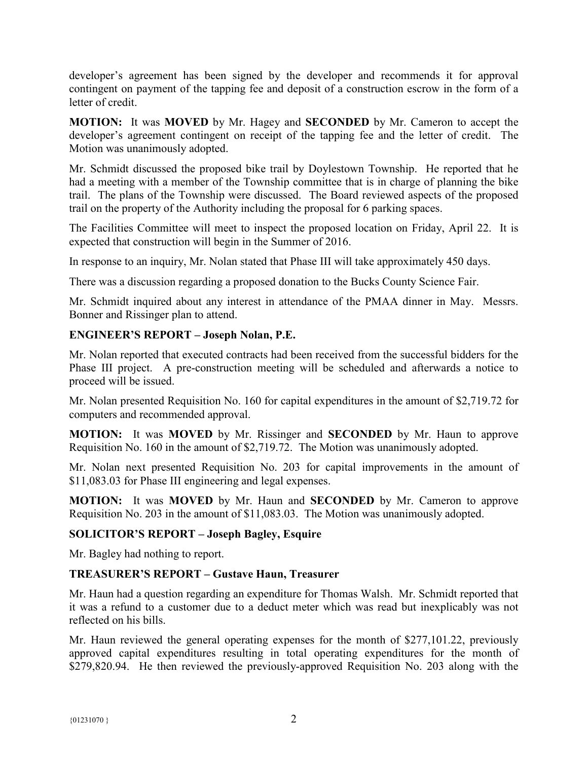developer's agreement has been signed by the developer and recommends it for approval contingent on payment of the tapping fee and deposit of a construction escrow in the form of a letter of credit.

**MOTION:** It was **MOVED** by Mr. Hagey and **SECONDED** by Mr. Cameron to accept the developer's agreement contingent on receipt of the tapping fee and the letter of credit. The Motion was unanimously adopted.

Mr. Schmidt discussed the proposed bike trail by Doylestown Township. He reported that he had a meeting with a member of the Township committee that is in charge of planning the bike trail. The plans of the Township were discussed. The Board reviewed aspects of the proposed trail on the property of the Authority including the proposal for 6 parking spaces.

The Facilities Committee will meet to inspect the proposed location on Friday, April 22. It is expected that construction will begin in the Summer of 2016.

In response to an inquiry, Mr. Nolan stated that Phase III will take approximately 450 days.

There was a discussion regarding a proposed donation to the Bucks County Science Fair.

Mr. Schmidt inquired about any interest in attendance of the PMAA dinner in May. Messrs. Bonner and Rissinger plan to attend.

### ENGINEER'S REPORT – Joseph Nolan, P.E.

Mr. Nolan reported that executed contracts had been received from the successful bidders for the Phase III project. A pre-construction meeting will be scheduled and afterwards a notice to proceed will be issued.

Mr. Nolan presented Requisition No. 160 for capital expenditures in the amount of $2,719.72 for computers and recommended approval.

**MOTION:** It was **MOVED** by Mr. Rissinger and **SECONDED** by Mr. Haun to approve Requisition No. 160 in the amount of $2,719.72. The Motion was unanimously adopted.

Mr. Nolan next presented Requisition No. 203 for capital improvements in the amount of $11,083.03 for Phase III engineering and legal expenses.

**MOTION:** It was **MOVED** by Mr. Haun and **SECONDED** by Mr. Cameron to approve Requisition No. 203 in the amount of $11,083.03. The Motion was unanimously adopted.

### SOLICITOR'S REPORT – Joseph Bagley, Esquire

Mr. Bagley had nothing to report.

### TREASURER'S REPORT – Gustave Haun, Treasurer

Mr. Haun had a question regarding an expenditure for Thomas Walsh. Mr. Schmidt reported that it was a refund to a customer due to a deduct meter which was read but inexplicably was not reflected on his bills.

Mr. Haun reviewed the general operating expenses for the month of $277,101.22, previously approved capital expenditures resulting in total operating expenditures for the month of $279,820.94. He then reviewed the previously-approved Requisition No. 203 along with the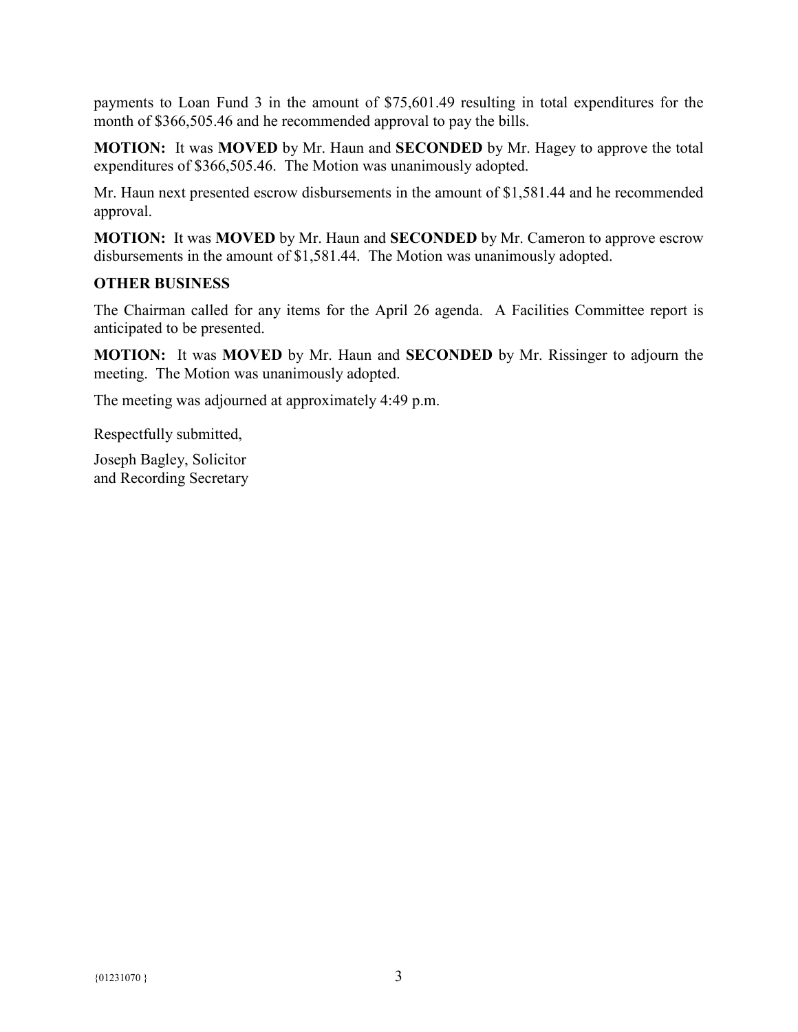payments to Loan Fund 3 in the amount of $75,601.49 resulting in total expenditures for the month of $366,505.46 and he recommended approval to pay the bills.

**MOTION:** It was **MOVED** by Mr. Haun and **SECONDED** by Mr. Hagey to approve the total expenditures of $366,505.46. The Motion was unanimously adopted.

Mr. Haun next presented escrow disbursements in the amount of $1,581.44 and he recommended approval.

**MOTION:** It was **MOVED** by Mr. Haun and **SECONDED** by Mr. Cameron to approve escrow disbursements in the amount of $1,581.44. The Motion was unanimously adopted.

**OTHER BUSINESS**

The Chairman called for any items for the April 26 agenda. A Facilities Committee report is anticipated to be presented.

**MOTION:** It was **MOVED** by Mr. Haun and **SECONDED** by Mr. Rissinger to adjourn the meeting. The Motion was unanimously adopted.

The meeting was adjourned at approximately 4:49 p.m.

Respectfully submitted,

Joseph Bagley, Solicitor
and Recording Secretary

{01231070 }